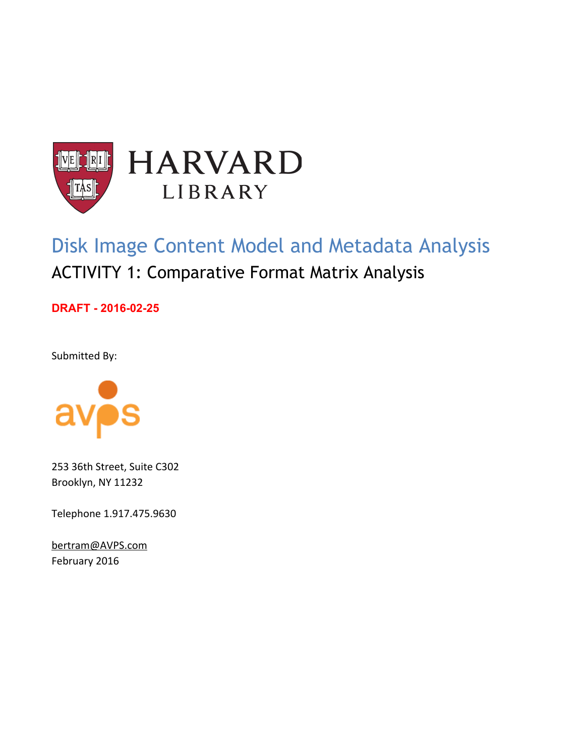HARVARD
LIBRARY

# Disk Image Content Model and Metadata Analysis

## ACTIVITY 1: Comparative Format Matrix Analysis

**DRAFT - 2016-02-25**

Submitted By:

avps

253 36th Street, Suite C302
Brooklyn, NY 11232

Telephone 1.917.475.9630

bertram@AVPS.com
February 2016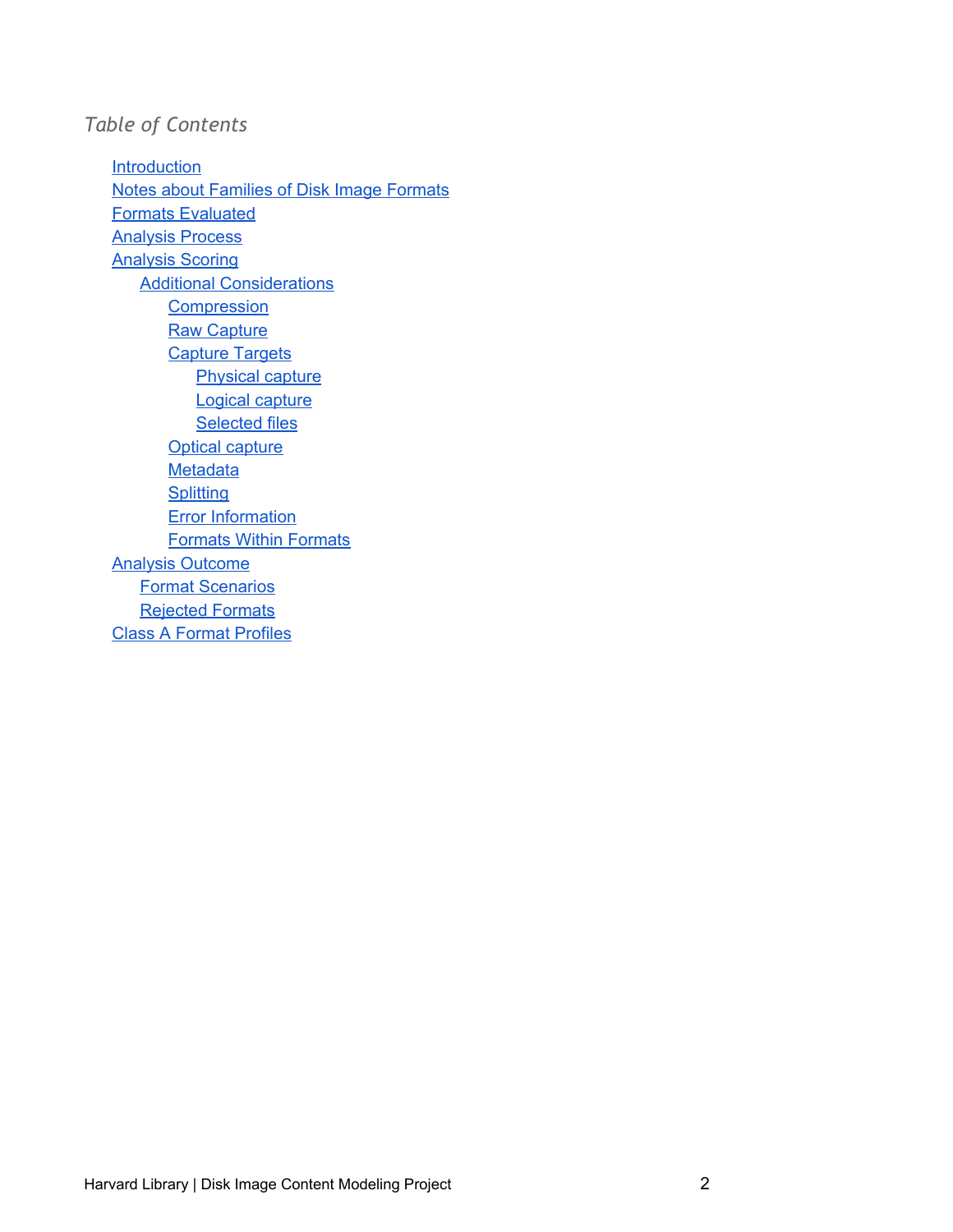*Table of Contents*

- Introduction
- Notes about Families of Disk Image Formats
- Formats Evaluated
- Analysis Process
- Analysis Scoring
    - Additional Considerations
        - Compression
        - Raw Capture
        - Capture Targets
            - Physical capture
            - Logical capture
            - Selected files
        - Optical capture
        - Metadata
        - Splitting
        - Error Information
        - Formats Within Formats
- Analysis Outcome
    - Format Scenarios
    - Rejected Formats
- Class A Format Profiles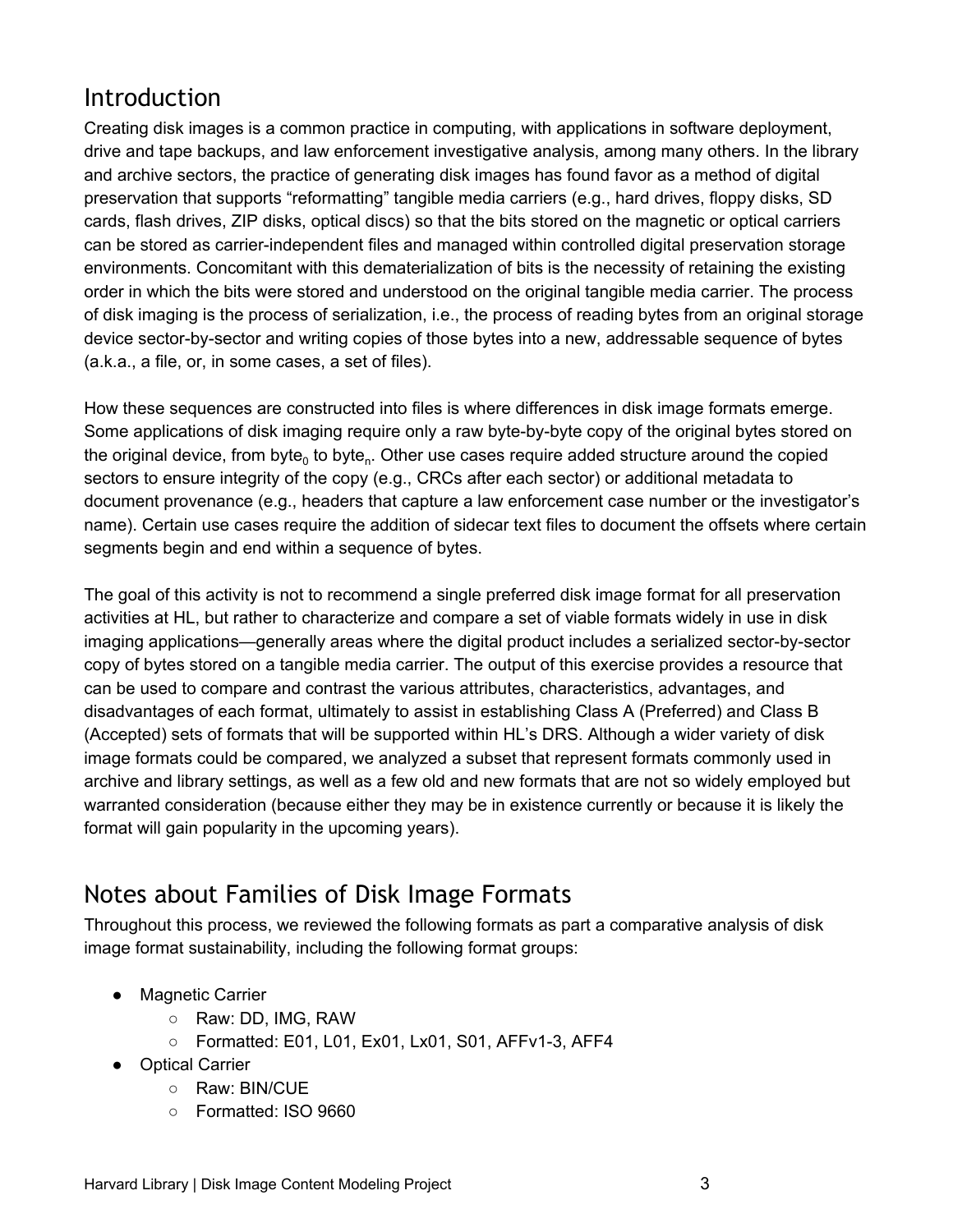## Introduction

Creating disk images is a common practice in computing, with applications in software deployment, drive and tape backups, and law enforcement investigative analysis, among many others. In the library and archive sectors, the practice of generating disk images has found favor as a method of digital preservation that supports "reformatting" tangible media carriers (e.g., hard drives, floppy disks, SD cards, flash drives, ZIP disks, optical discs) so that the bits stored on the magnetic or optical carriers can be stored as carrier-independent files and managed within controlled digital preservation storage environments. Concomitant with this dematerialization of bits is the necessity of retaining the existing order in which the bits were stored and understood on the original tangible media carrier. The process of disk imaging is the process of serialization, i.e., the process of reading bytes from an original storage device sector-by-sector and writing copies of those bytes into a new, addressable sequence of bytes (a.k.a., a file, or, in some cases, a set of files).

How these sequences are constructed into files is where differences in disk image formats emerge. Some applications of disk imaging require only a raw byte-by-byte copy of the original bytes stored on the original device, from $byte_0$ to $byte_n$. Other use cases require added structure around the copied sectors to ensure integrity of the copy (e.g., CRCs after each sector) or additional metadata to document provenance (e.g., headers that capture a law enforcement case number or the investigator's name). Certain use cases require the addition of sidecar text files to document the offsets where certain segments begin and end within a sequence of bytes.

The goal of this activity is not to recommend a single preferred disk image format for all preservation activities at HL, but rather to characterize and compare a set of viable formats widely in use in disk imaging applications—generally areas where the digital product includes a serialized sector-by-sector copy of bytes stored on a tangible media carrier. The output of this exercise provides a resource that can be used to compare and contrast the various attributes, characteristics, advantages, and disadvantages of each format, ultimately to assist in establishing Class A (Preferred) and Class B (Accepted) sets of formats that will be supported within HL's DRS. Although a wider variety of disk image formats could be compared, we analyzed a subset that represent formats commonly used in archive and library settings, as well as a few old and new formats that are not so widely employed but warranted consideration (because either they may be in existence currently or because it is likely the format will gain popularity in the upcoming years).

## Notes about Families of Disk Image Formats

Throughout this process, we reviewed the following formats as part a comparative analysis of disk image format sustainability, including the following format groups:

- Magnetic Carrier
  - Raw: DD, IMG, RAW
  - Formatted: E01, L01, Ex01, Lx01, S01, AFFv1-3, AFF4
- Optical Carrier
  - Raw: BIN/CUE
  - Formatted: ISO 9660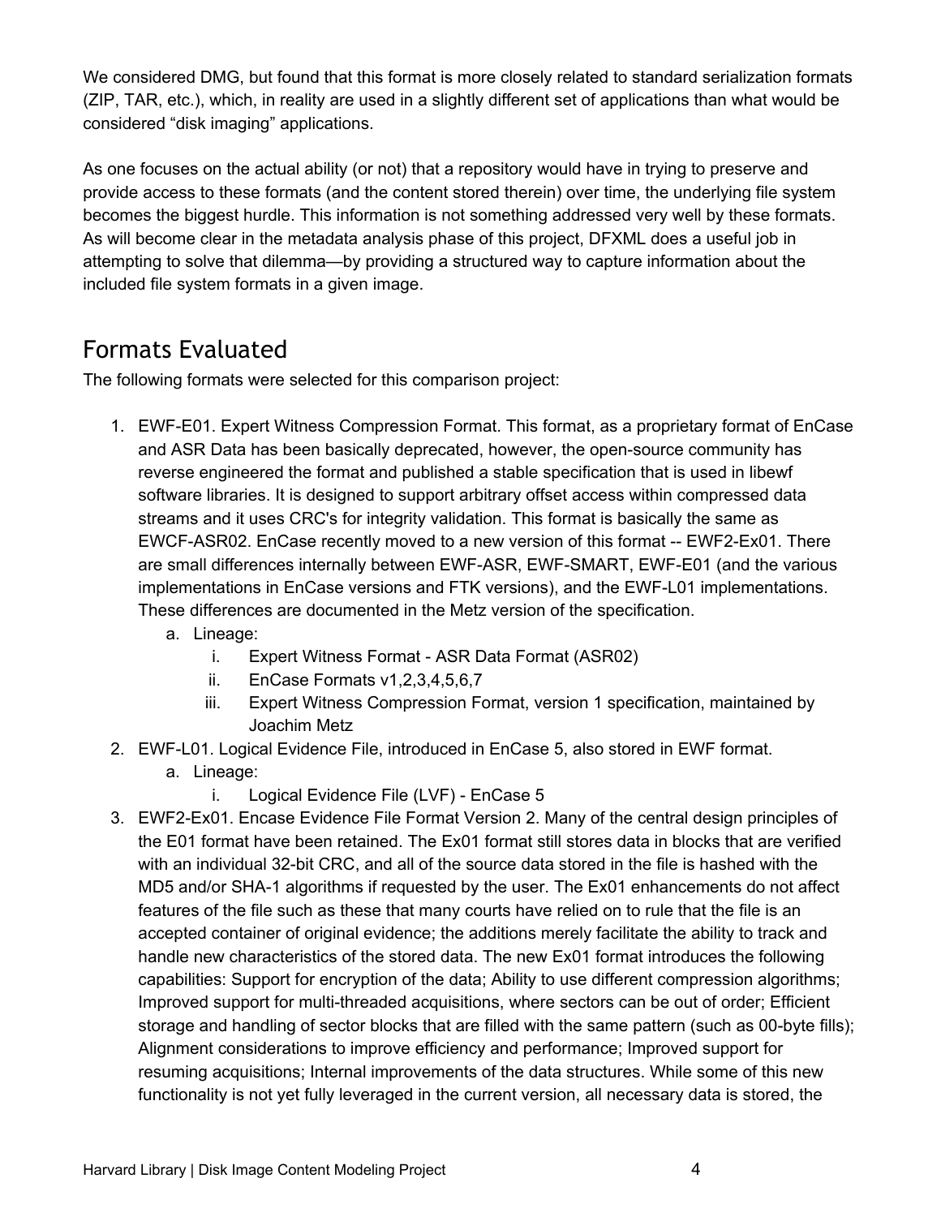We considered DMG, but found that this format is more closely related to standard serialization formats (ZIP, TAR, etc.), which, in reality are used in a slightly different set of applications than what would be considered "disk imaging" applications.

As one focuses on the actual ability (or not) that a repository would have in trying to preserve and provide access to these formats (and the content stored therein) over time, the underlying file system becomes the biggest hurdle. This information is not something addressed very well by these formats. As will become clear in the metadata analysis phase of this project, DFXML does a useful job in attempting to solve that dilemma—by providing a structured way to capture information about the included file system formats in a given image.

## Formats Evaluated

The following formats were selected for this comparison project:

1. EWF-E01. Expert Witness Compression Format. This format, as a proprietary format of EnCase and ASR Data has been basically deprecated, however, the open-source community has reverse engineered the format and published a stable specification that is used in libewf software libraries. It is designed to support arbitrary offset access within compressed data streams and it uses CRC's for integrity validation. This format is basically the same as EWCF-ASR02. EnCase recently moved to a new version of this format -- EWF2-Ex01. There are small differences internally between EWF-ASR, EWF-SMART, EWF-E01 (and the various implementations in EnCase versions and FTK versions), and the EWF-L01 implementations. These differences are documented in the Metz version of the specification.
    a. Lineage:
        i. Expert Witness Format - ASR Data Format (ASR02)
        ii. EnCase Formats v1,2,3,4,5,6,7
        iii. Expert Witness Compression Format, version 1 specification, maintained by Joachim Metz
2. EWF-L01. Logical Evidence File, introduced in EnCase 5, also stored in EWF format.
    a. Lineage:
        i. Logical Evidence File (LVF) - EnCase 5
3. EWF2-Ex01. Encase Evidence File Format Version 2. Many of the central design principles of the E01 format have been retained. The Ex01 format still stores data in blocks that are verified with an individual 32-bit CRC, and all of the source data stored in the file is hashed with the MD5 and/or SHA-1 algorithms if requested by the user. The Ex01 enhancements do not affect features of the file such as these that many courts have relied on to rule that the file is an accepted container of original evidence; the additions merely facilitate the ability to track and handle new characteristics of the stored data. The new Ex01 format introduces the following capabilities: Support for encryption of the data; Ability to use different compression algorithms; Improved support for multi-threaded acquisitions, where sectors can be out of order; Efficient storage and handling of sector blocks that are filled with the same pattern (such as 00-byte fills); Alignment considerations to improve efficiency and performance; Improved support for resuming acquisitions; Internal improvements of the data structures. While some of this new functionality is not yet fully leveraged in the current version, all necessary data is stored, the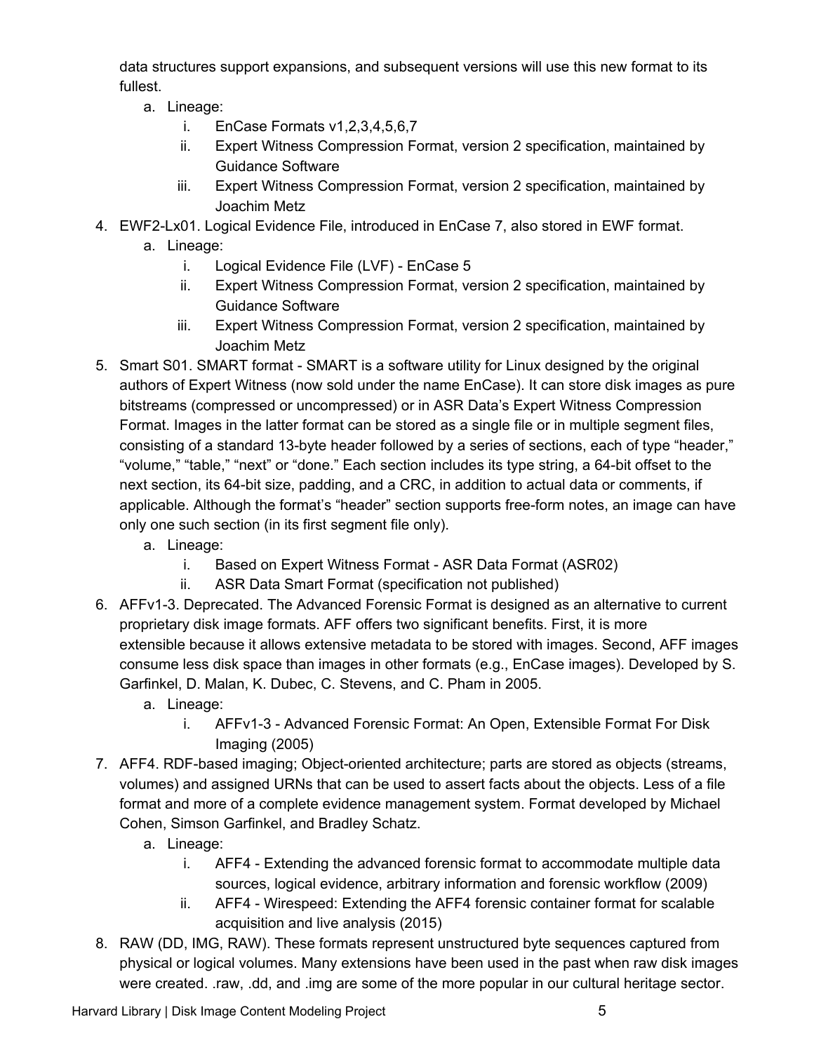data structures support expansions, and subsequent versions will use this new format to its fullest.

   a. Lineage:
      i. EnCase Formats v1,2,3,4,5,6,7
      ii. Expert Witness Compression Format, version 2 specification, maintained by Guidance Software
      iii. Expert Witness Compression Format, version 2 specification, maintained by Joachim Metz

4. EWF2-Lx01. Logical Evidence File, introduced in EnCase 7, also stored in EWF format.
   a. Lineage:
      i. Logical Evidence File (LVF) - EnCase 5
      ii. Expert Witness Compression Format, version 2 specification, maintained by Guidance Software
      iii. Expert Witness Compression Format, version 2 specification, maintained by Joachim Metz

5. Smart S01. SMART format - SMART is a software utility for Linux designed by the original authors of Expert Witness (now sold under the name EnCase). It can store disk images as pure bitstreams (compressed or uncompressed) or in ASR Data's Expert Witness Compression Format. Images in the latter format can be stored as a single file or in multiple segment files, consisting of a standard 13-byte header followed by a series of sections, each of type "header," "volume," "table," "next" or "done." Each section includes its type string, a 64-bit offset to the next section, its 64-bit size, padding, and a CRC, in addition to actual data or comments, if applicable. Although the format's "header" section supports free-form notes, an image can have only one such section (in its first segment file only).
   a. Lineage:
      i. Based on Expert Witness Format - ASR Data Format (ASR02)
      ii. ASR Data Smart Format (specification not published)

6. AFFv1-3. Deprecated. The Advanced Forensic Format is designed as an alternative to current proprietary disk image formats. AFF offers two significant benefits. First, it is more extensible because it allows extensive metadata to be stored with images. Second, AFF images consume less disk space than images in other formats (e.g., EnCase images). Developed by S. Garfinkel, D. Malan, K. Dubec, C. Stevens, and C. Pham in 2005.
   a. Lineage:
      i. AFFv1-3 - Advanced Forensic Format: An Open, Extensible Format For Disk Imaging (2005)

7. AFF4. RDF-based imaging; Object-oriented architecture; parts are stored as objects (streams, volumes) and assigned URNs that can be used to assert facts about the objects. Less of a file format and more of a complete evidence management system. Format developed by Michael Cohen, Simson Garfinkel, and Bradley Schatz.
   a. Lineage:
      i. AFF4 - Extending the advanced forensic format to accommodate multiple data sources, logical evidence, arbitrary information and forensic workflow (2009)
      ii. AFF4 - Wirespeed: Extending the AFF4 forensic container format for scalable acquisition and live analysis (2015)

8. RAW (DD, IMG, RAW). These formats represent unstructured byte sequences captured from physical or logical volumes. Many extensions have been used in the past when raw disk images were created. .raw, .dd, and .img are some of the more popular in our cultural heritage sector.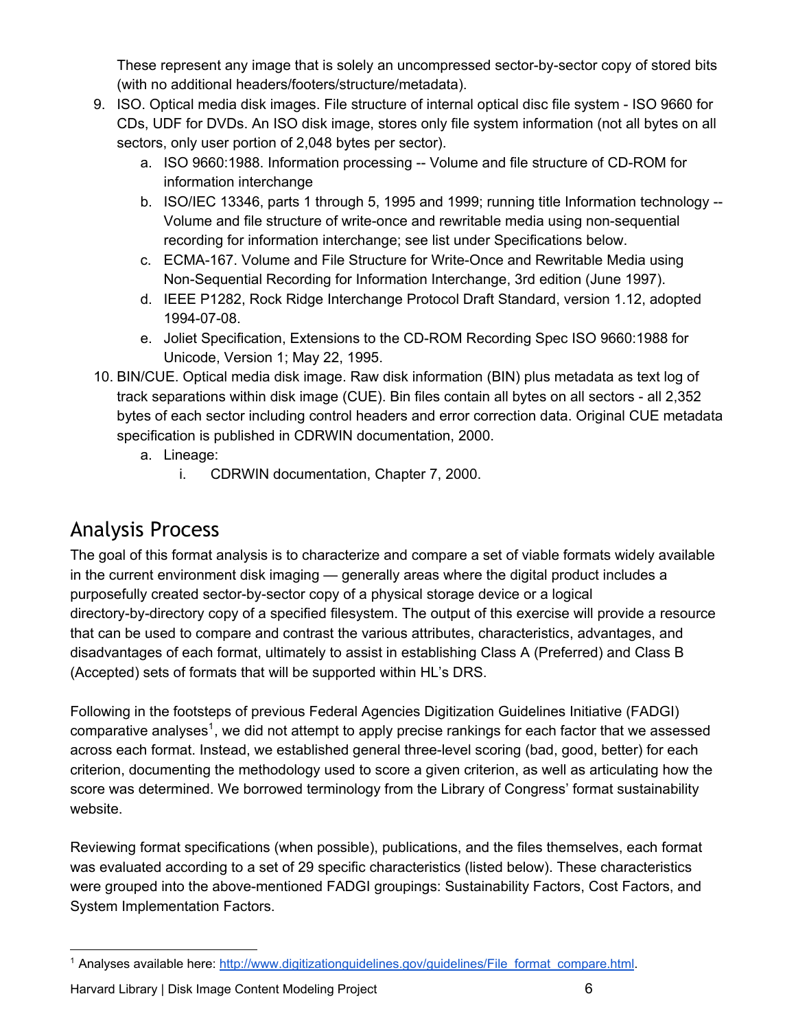These represent any image that is solely an uncompressed sector-by-sector copy of stored bits (with no additional headers/footers/structure/metadata).

9. ISO. Optical media disk images. File structure of internal optical disc file system - ISO 9660 for CDs, UDF for DVDs. An ISO disk image, stores only file system information (not all bytes on all sectors, only user portion of 2,048 bytes per sector).
    a. ISO 9660:1988. Information processing -- Volume and file structure of CD-ROM for information interchange
    b. ISO/IEC 13346, parts 1 through 5, 1995 and 1999; running title Information technology -- Volume and file structure of write-once and rewritable media using non-sequential recording for information interchange; see list under Specifications below.
    c. ECMA-167. Volume and File Structure for Write-Once and Rewritable Media using Non-Sequential Recording for Information Interchange, 3rd edition (June 1997).
    d. IEEE P1282, Rock Ridge Interchange Protocol Draft Standard, version 1.12, adopted 1994-07-08.
    e. Joliet Specification, Extensions to the CD-ROM Recording Spec ISO 9660:1988 for Unicode, Version 1; May 22, 1995.
10. BIN/CUE. Optical media disk image. Raw disk information (BIN) plus metadata as text log of track separations within disk image (CUE). Bin files contain all bytes on all sectors - all 2,352 bytes of each sector including control headers and error correction data. Original CUE metadata specification is published in CDRWIN documentation, 2000.
    a. Lineage:
        i. CDRWIN documentation, Chapter 7, 2000.

## Analysis Process

The goal of this format analysis is to characterize and compare a set of viable formats widely available in the current environment disk imaging — generally areas where the digital product includes a purposefully created sector-by-sector copy of a physical storage device or a logical directory-by-directory copy of a specified filesystem. The output of this exercise will provide a resource that can be used to compare and contrast the various attributes, characteristics, advantages, and disadvantages of each format, ultimately to assist in establishing Class A (Preferred) and Class B (Accepted) sets of formats that will be supported within HL's DRS.

Following in the footsteps of previous Federal Agencies Digitization Guidelines Initiative (FADGI) comparative analyses[1], we did not attempt to apply precise rankings for each factor that we assessed across each format. Instead, we established general three-level scoring (bad, good, better) for each criterion, documenting the methodology used to score a given criterion, as well as articulating how the score was determined. We borrowed terminology from the Library of Congress' format sustainability website.

Reviewing format specifications (when possible), publications, and the files themselves, each format was evaluated according to a set of 29 specific characteristics (listed below). These characteristics were grouped into the above-mentioned FADGI groupings: Sustainability Factors, Cost Factors, and System Implementation Factors.

[1] Analyses available here: http://www.digitizationguidelines.gov/guidelines/File_format_compare.html.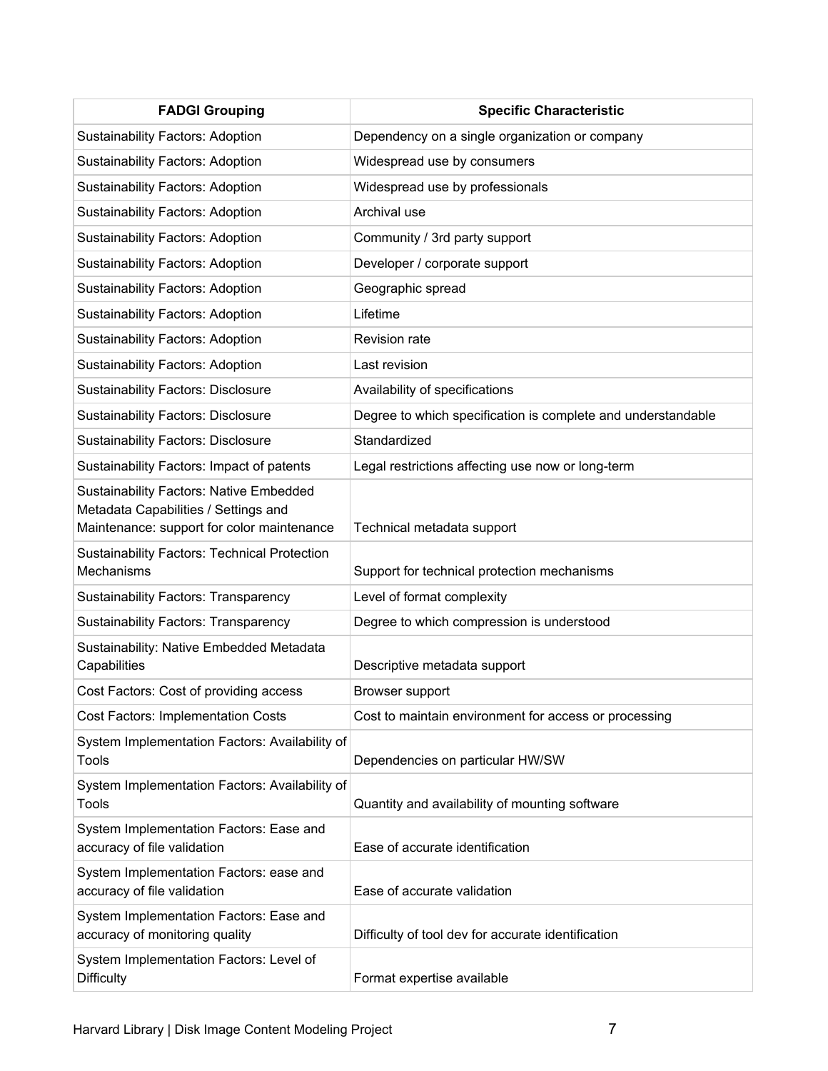| FADGI Grouping | Specific Characteristic |
|---|---|
| Sustainability Factors: Adoption | Dependency on a single organization or company |
| Sustainability Factors: Adoption | Widespread use by consumers |
| Sustainability Factors: Adoption | Widespread use by professionals |
| Sustainability Factors: Adoption | Archival use |
| Sustainability Factors: Adoption | Community / 3rd party support |
| Sustainability Factors: Adoption | Developer / corporate support |
| Sustainability Factors: Adoption | Geographic spread |
| Sustainability Factors: Adoption | Lifetime |
| Sustainability Factors: Adoption | Revision rate |
| Sustainability Factors: Adoption | Last revision |
| Sustainability Factors: Disclosure | Availability of specifications |
| Sustainability Factors: Disclosure | Degree to which specification is complete and understandable |
| Sustainability Factors: Disclosure | Standardized |
| Sustainability Factors: Impact of patents | Legal restrictions affecting use now or long-term |
| Sustainability Factors: Native Embedded Metadata Capabilities / Settings and Maintenance: support for color maintenance | Technical metadata support |
| Sustainability Factors: Technical Protection Mechanisms | Support for technical protection mechanisms |
| Sustainability Factors: Transparency | Level of format complexity |
| Sustainability Factors: Transparency | Degree to which compression is understood |
| Sustainability: Native Embedded Metadata Capabilities | Descriptive metadata support |
| Cost Factors: Cost of providing access | Browser support |
| Cost Factors: Implementation Costs | Cost to maintain environment for access or processing |
| System Implementation Factors: Availability of Tools | Dependencies on particular HW/SW |
| System Implementation Factors: Availability of Tools | Quantity and availability of mounting software |
| System Implementation Factors: Ease and accuracy of file validation | Ease of accurate identification |
| System Implementation Factors: ease and accuracy of file validation | Ease of accurate validation |
| System Implementation Factors: Ease and accuracy of monitoring quality | Difficulty of tool dev for accurate identification |
| System Implementation Factors: Level of Difficulty | Format expertise available |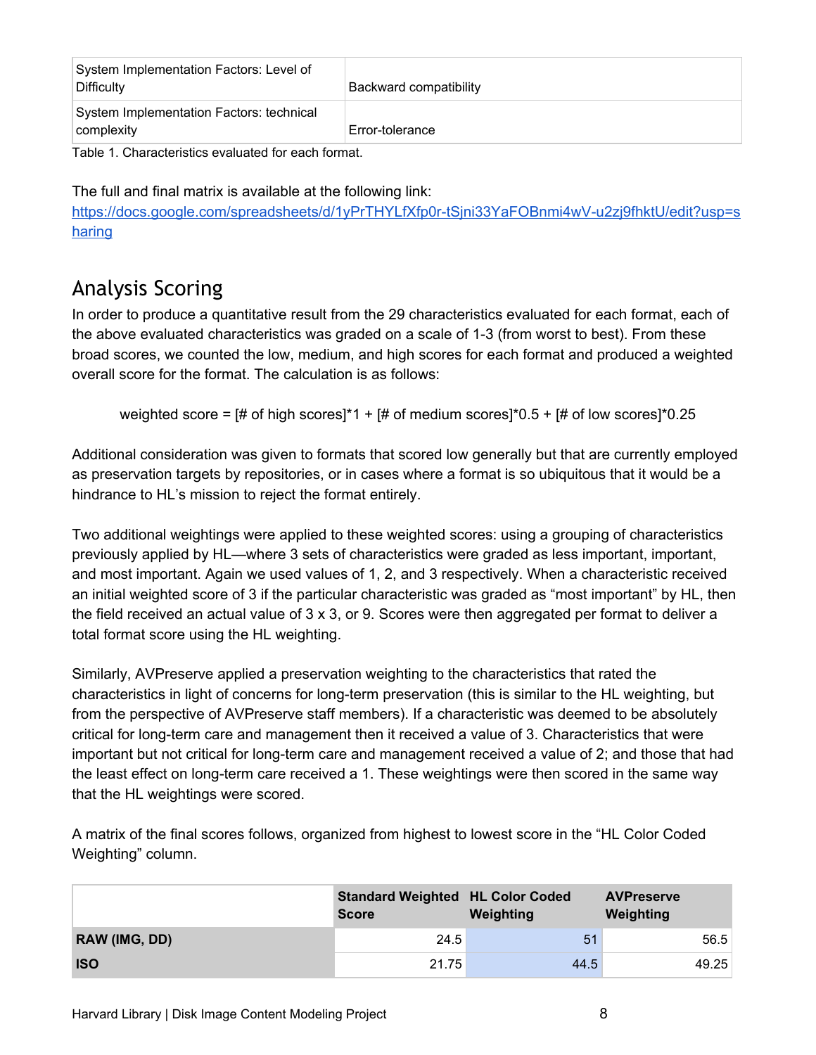| System Implementation Factors: Level of Difficulty | Backward compatibility |
|---|---|
| System Implementation Factors: technical complexity | Error-tolerance |

Table 1. Characteristics evaluated for each format.

The full and final matrix is available at the following link: https://docs.google.com/spreadsheets/d/1yPrTHYLfXfp0r-tSjni33YaFOBnmi4wV-u2zj9fhktU/edit?usp=sharing

## Analysis Scoring

In order to produce a quantitative result from the 29 characteristics evaluated for each format, each of the above evaluated characteristics was graded on a scale of 1-3 (from worst to best). From these broad scores, we counted the low, medium, and high scores for each format and produced a weighted overall score for the format. The calculation is as follows:

weighted score = [# of high scores]*1 + [# of medium scores]*0.5 + [# of low scores]*0.25

Additional consideration was given to formats that scored low generally but that are currently employed as preservation targets by repositories, or in cases where a format is so ubiquitous that it would be a hindrance to HL's mission to reject the format entirely.

Two additional weightings were applied to these weighted scores: using a grouping of characteristics previously applied by HL—where 3 sets of characteristics were graded as less important, important, and most important. Again we used values of 1, 2, and 3 respectively. When a characteristic received an initial weighted score of 3 if the particular characteristic was graded as "most important" by HL, then the field received an actual value of 3 x 3, or 9. Scores were then aggregated per format to deliver a total format score using the HL weighting.

Similarly, AVPreserve applied a preservation weighting to the characteristics that rated the characteristics in light of concerns for long-term preservation (this is similar to the HL weighting, but from the perspective of AVPreserve staff members). If a characteristic was deemed to be absolutely critical for long-term care and management then it received a value of 3. Characteristics that were important but not critical for long-term care and management received a value of 2; and those that had the least effect on long-term care received a 1. These weightings were then scored in the same way that the HL weightings were scored.

A matrix of the final scores follows, organized from highest to lowest score in the "HL Color Coded Weighting" column.

| | Standard Weighted Score | HL Color Coded Weighting | AVPreserve Weighting |
|---|---|---|---|
| **RAW (IMG, DD)** | 24.5 | 51 | 56.5 |
| **ISO** | 21.75 | 44.5 | 49.25 |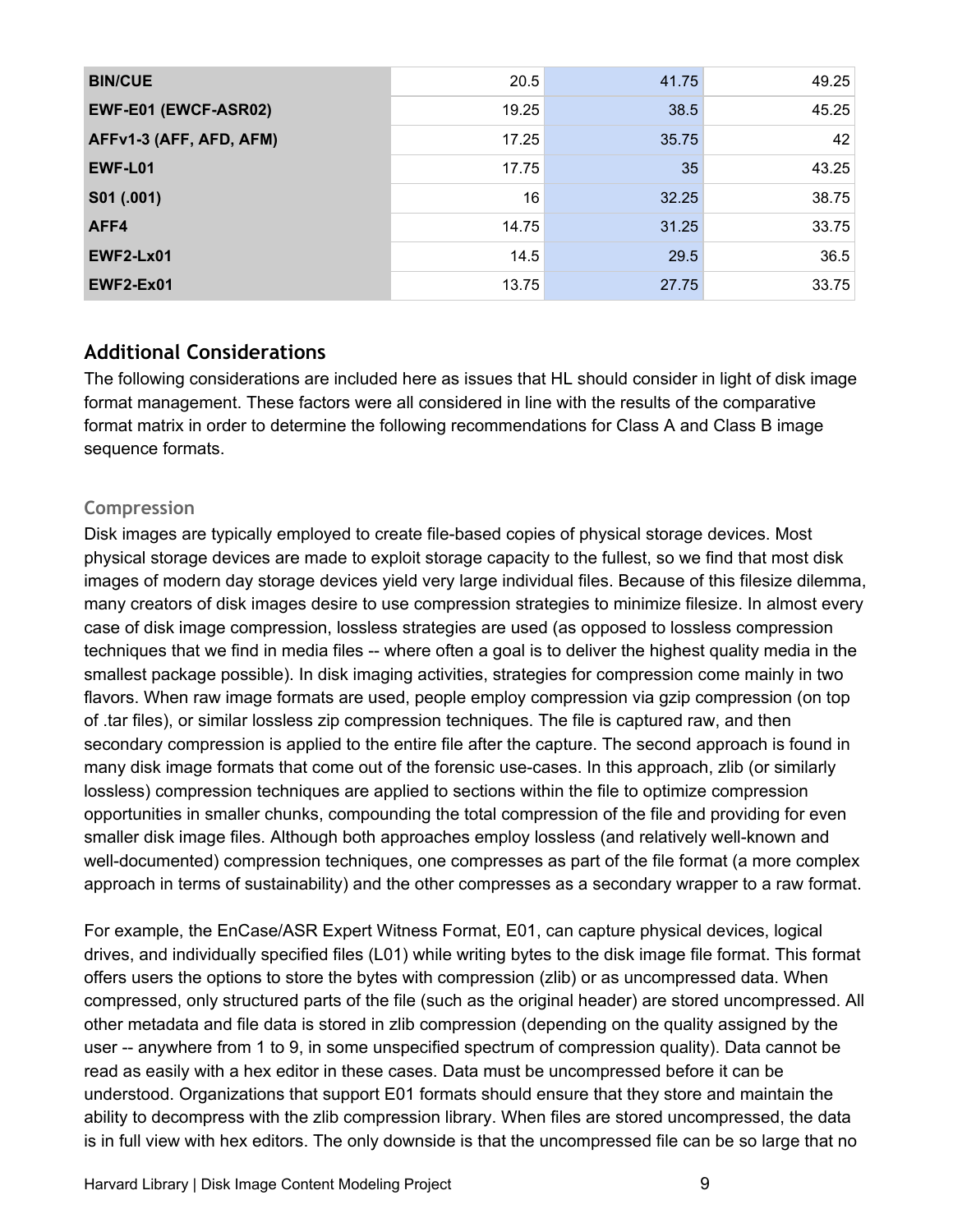| | | | |
|---|---|---|---|
| **BIN/CUE** | 20.5 | 41.75 | 49.25 |
| **EWF-E01 (EWCF-ASR02)** | 19.25 | 38.5 | 45.25 |
| **AFFv1-3 (AFF, AFD, AFM)** | 17.25 | 35.75 | 42 |
| **EWF-L01** | 17.75 | 35 | 43.25 |
| **S01 (.001)** | 16 | 32.25 | 38.75 |
| **AFF4** | 14.75 | 31.25 | 33.75 |
| **EWF2-Lx01** | 14.5 | 29.5 | 36.5 |
| **EWF2-Ex01** | 13.75 | 27.75 | 33.75 |

## Additional Considerations

The following considerations are included here as issues that HL should consider in light of disk image format management. These factors were all considered in line with the results of the comparative format matrix in order to determine the following recommendations for Class A and Class B image sequence formats.

### Compression

Disk images are typically employed to create file-based copies of physical storage devices. Most physical storage devices are made to exploit storage capacity to the fullest, so we find that most disk images of modern day storage devices yield very large individual files. Because of this filesize dilemma, many creators of disk images desire to use compression strategies to minimize filesize. In almost every case of disk image compression, lossless strategies are used (as opposed to lossless compression techniques that we find in media files -- where often a goal is to deliver the highest quality media in the smallest package possible). In disk imaging activities, strategies for compression come mainly in two flavors. When raw image formats are used, people employ compression via gzip compression (on top of .tar files), or similar lossless zip compression techniques. The file is captured raw, and then secondary compression is applied to the entire file after the capture. The second approach is found in many disk image formats that come out of the forensic use-cases. In this approach, zlib (or similarly lossless) compression techniques are applied to sections within the file to optimize compression opportunities in smaller chunks, compounding the total compression of the file and providing for even smaller disk image files. Although both approaches employ lossless (and relatively well-known and well-documented) compression techniques, one compresses as part of the file format (a more complex approach in terms of sustainability) and the other compresses as a secondary wrapper to a raw format.

For example, the EnCase/ASR Expert Witness Format, E01, can capture physical devices, logical drives, and individually specified files (L01) while writing bytes to the disk image file format. This format offers users the options to store the bytes with compression (zlib) or as uncompressed data. When compressed, only structured parts of the file (such as the original header) are stored uncompressed. All other metadata and file data is stored in zlib compression (depending on the quality assigned by the user -- anywhere from 1 to 9, in some unspecified spectrum of compression quality). Data cannot be read as easily with a hex editor in these cases. Data must be uncompressed before it can be understood. Organizations that support E01 formats should ensure that they store and maintain the ability to decompress with the zlib compression library. When files are stored uncompressed, the data is in full view with hex editors. The only downside is that the uncompressed file can be so large that no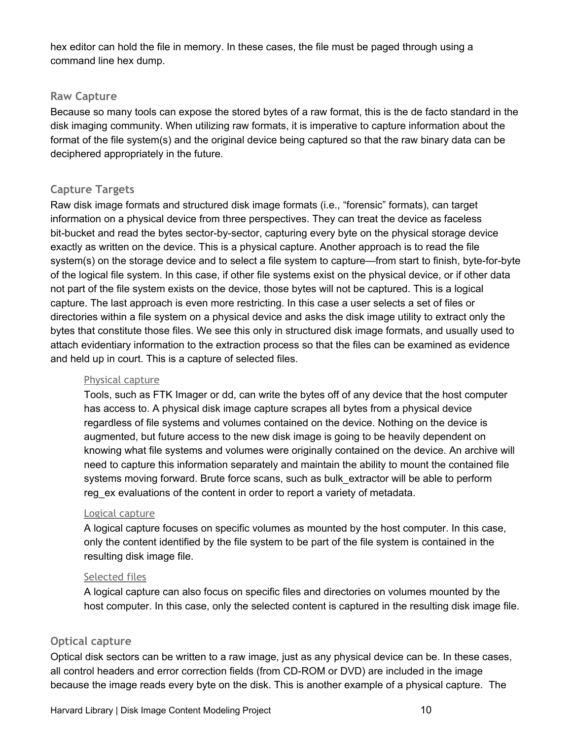hex editor can hold the file in memory. In these cases, the file must be paged through using a command line hex dump.

### Raw Capture

Because so many tools can expose the stored bytes of a raw format, this is the de facto standard in the disk imaging community. When utilizing raw formats, it is imperative to capture information about the format of the file system(s) and the original device being captured so that the raw binary data can be deciphered appropriately in the future.

### Capture Targets

Raw disk image formats and structured disk image formats (i.e., “forensic” formats), can target information on a physical device from three perspectives. They can treat the device as faceless bit-bucket and read the bytes sector-by-sector, capturing every byte on the physical storage device exactly as written on the device. This is a physical capture. Another approach is to read the file system(s) on the storage device and to select a file system to capture—from start to finish, byte-for-byte of the logical file system. In this case, if other file systems exist on the physical device, or if other data not part of the file system exists on the device, those bytes will not be captured. This is a logical capture. The last approach is even more restricting. In this case a user selects a set of files or directories within a file system on a physical device and asks the disk image utility to extract only the bytes that constitute those files. We see this only in structured disk image formats, and usually used to attach evidentiary information to the extraction process so that the files can be examined as evidence and held up in court. This is a capture of selected files.

#### Physical capture

Tools, such as FTK Imager or dd, can write the bytes off of any device that the host computer has access to. A physical disk image capture scrapes all bytes from a physical device regardless of file systems and volumes contained on the device. Nothing on the device is augmented, but future access to the new disk image is going to be heavily dependent on knowing what file systems and volumes were originally contained on the device. An archive will need to capture this information separately and maintain the ability to mount the contained file systems moving forward. Brute force scans, such as bulk_extractor will be able to perform reg_ex evaluations of the content in order to report a variety of metadata.

#### Logical capture

A logical capture focuses on specific volumes as mounted by the host computer. In this case, only the content identified by the file system to be part of the file system is contained in the resulting disk image file.

#### Selected files

A logical capture can also focus on specific files and directories on volumes mounted by the host computer. In this case, only the selected content is captured in the resulting disk image file.

### Optical capture

Optical disk sectors can be written to a raw image, just as any physical device can be. In these cases, all control headers and error correction fields (from CD-ROM or DVD) are included in the image because the image reads every byte on the disk. This is another example of a physical capture. The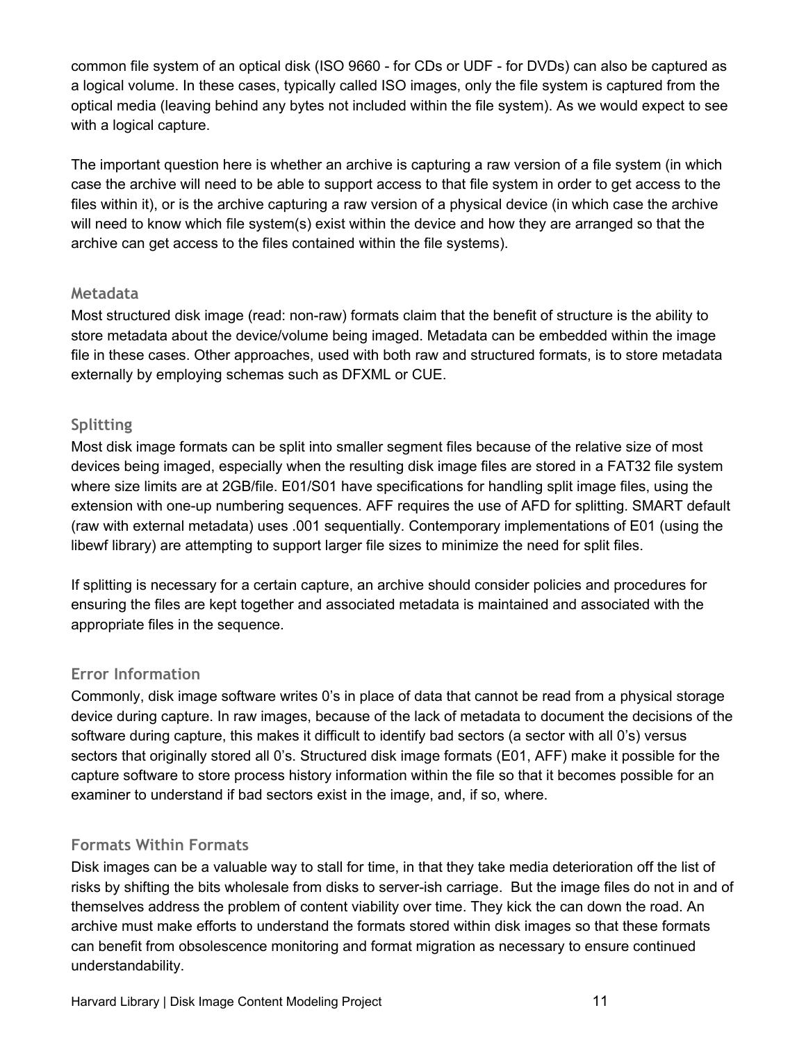common file system of an optical disk (ISO 9660 - for CDs or UDF - for DVDs) can also be captured as a logical volume. In these cases, typically called ISO images, only the file system is captured from the optical media (leaving behind any bytes not included within the file system). As we would expect to see with a logical capture.

The important question here is whether an archive is capturing a raw version of a file system (in which case the archive will need to be able to support access to that file system in order to get access to the files within it), or is the archive capturing a raw version of a physical device (in which case the archive will need to know which file system(s) exist within the device and how they are arranged so that the archive can get access to the files contained within the file systems).

### Metadata

Most structured disk image (read: non-raw) formats claim that the benefit of structure is the ability to store metadata about the device/volume being imaged. Metadata can be embedded within the image file in these cases. Other approaches, used with both raw and structured formats, is to store metadata externally by employing schemas such as DFXML or CUE.

### Splitting

Most disk image formats can be split into smaller segment files because of the relative size of most devices being imaged, especially when the resulting disk image files are stored in a FAT32 file system where size limits are at 2GB/file. E01/S01 have specifications for handling split image files, using the extension with one-up numbering sequences. AFF requires the use of AFD for splitting. SMART default (raw with external metadata) uses .001 sequentially. Contemporary implementations of E01 (using the libewf library) are attempting to support larger file sizes to minimize the need for split files.

If splitting is necessary for a certain capture, an archive should consider policies and procedures for ensuring the files are kept together and associated metadata is maintained and associated with the appropriate files in the sequence.

### Error Information

Commonly, disk image software writes 0's in place of data that cannot be read from a physical storage device during capture. In raw images, because of the lack of metadata to document the decisions of the software during capture, this makes it difficult to identify bad sectors (a sector with all 0's) versus sectors that originally stored all 0's. Structured disk image formats (E01, AFF) make it possible for the capture software to store process history information within the file so that it becomes possible for an examiner to understand if bad sectors exist in the image, and, if so, where.

### Formats Within Formats

Disk images can be a valuable way to stall for time, in that they take media deterioration off the list of risks by shifting the bits wholesale from disks to server-ish carriage. But the image files do not in and of themselves address the problem of content viability over time. They kick the can down the road. An archive must make efforts to understand the formats stored within disk images so that these formats can benefit from obsolescence monitoring and format migration as necessary to ensure continued understandability.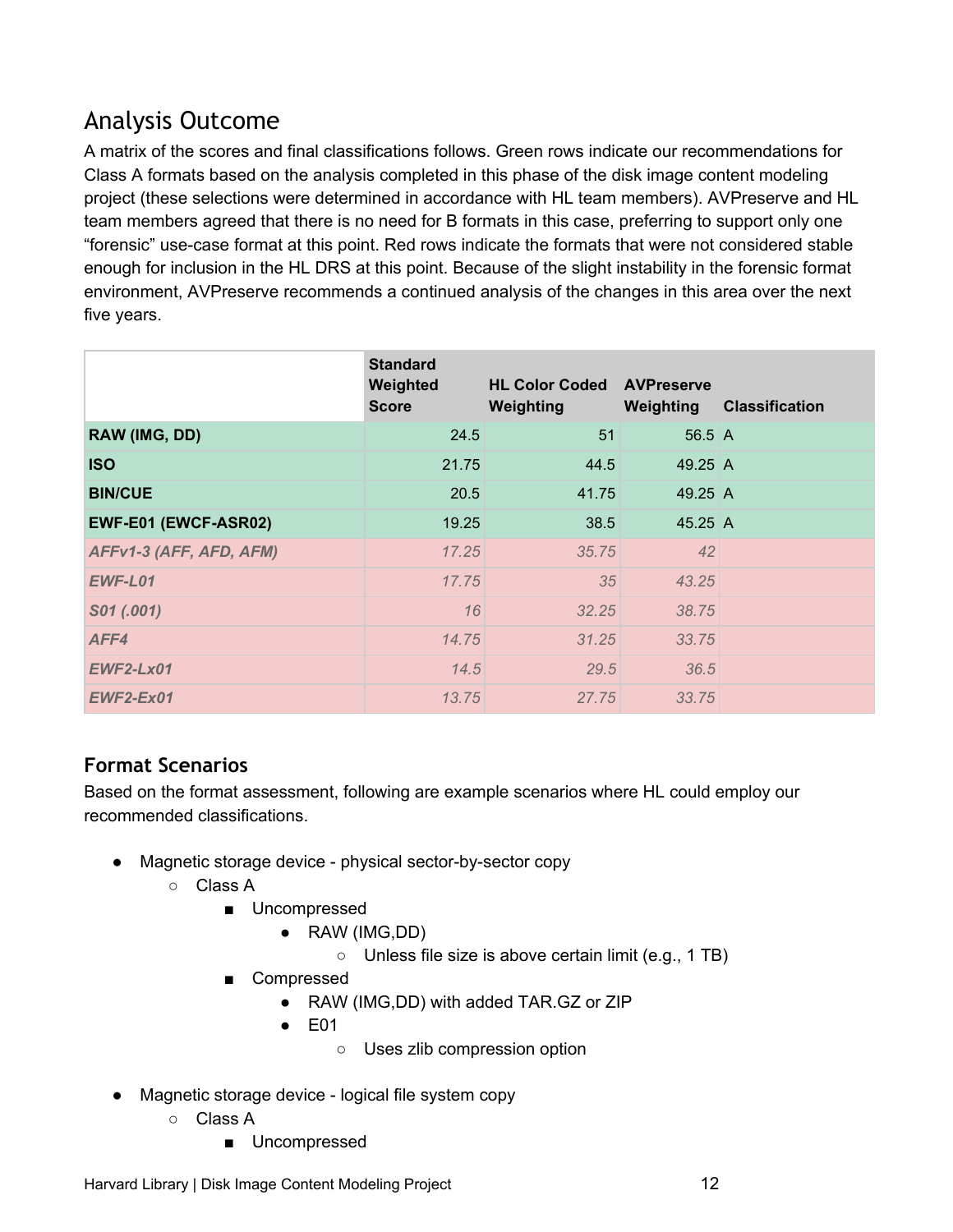## Analysis Outcome

A matrix of the scores and final classifications follows. Green rows indicate our recommendations for Class A formats based on the analysis completed in this phase of the disk image content modeling project (these selections were determined in accordance with HL team members). AVPreserve and HL team members agreed that there is no need for B formats in this case, preferring to support only one "forensic" use-case format at this point. Red rows indicate the formats that were not considered stable enough for inclusion in the HL DRS at this point. Because of the slight instability in the forensic format environment, AVPreserve recommends a continued analysis of the changes in this area over the next five years.

| | **Standard Weighted Score** | **HL Color Coded Weighting** | **AVPreserve Weighting** | **Classification** |
|---|---|---|---|---|
| **RAW (IMG, DD)** | 24.5 | 51 | 56.5 | A |
| **ISO** | 21.75 | 44.5 | 49.25 | A |
| **BIN/CUE** | 20.5 | 41.75 | 49.25 | A |
| **EWF-E01 (EWCF-ASR02)** | 19.25 | 38.5 | 45.25 | A |
| ***AFFv1-3 (AFF, AFD, AFM)*** | *17.25* | *35.75* | *42* | |
| ***EWF-L01*** | *17.75* | *35* | *43.25* | |
| ***S01 (.001)*** | *16* | *32.25* | *38.75* | |
| ***AFF4*** | *14.75* | *31.25* | *33.75* | |
| ***EWF2-Lx01*** | *14.5* | *29.5* | *36.5* | |
| ***EWF2-Ex01*** | *13.75* | *27.75* | *33.75* | |

### Format Scenarios

Based on the format assessment, following are example scenarios where HL could employ our recommended classifications.

- Magnetic storage device - physical sector-by-sector copy
  - Class A
    - Uncompressed
      - RAW (IMG,DD)
        - Unless file size is above certain limit (e.g., 1 TB)
    - Compressed
      - RAW (IMG,DD) with added TAR.GZ or ZIP
      - E01
        - Uses zlib compression option
- Magnetic storage device - logical file system copy
  - Class A
    - Uncompressed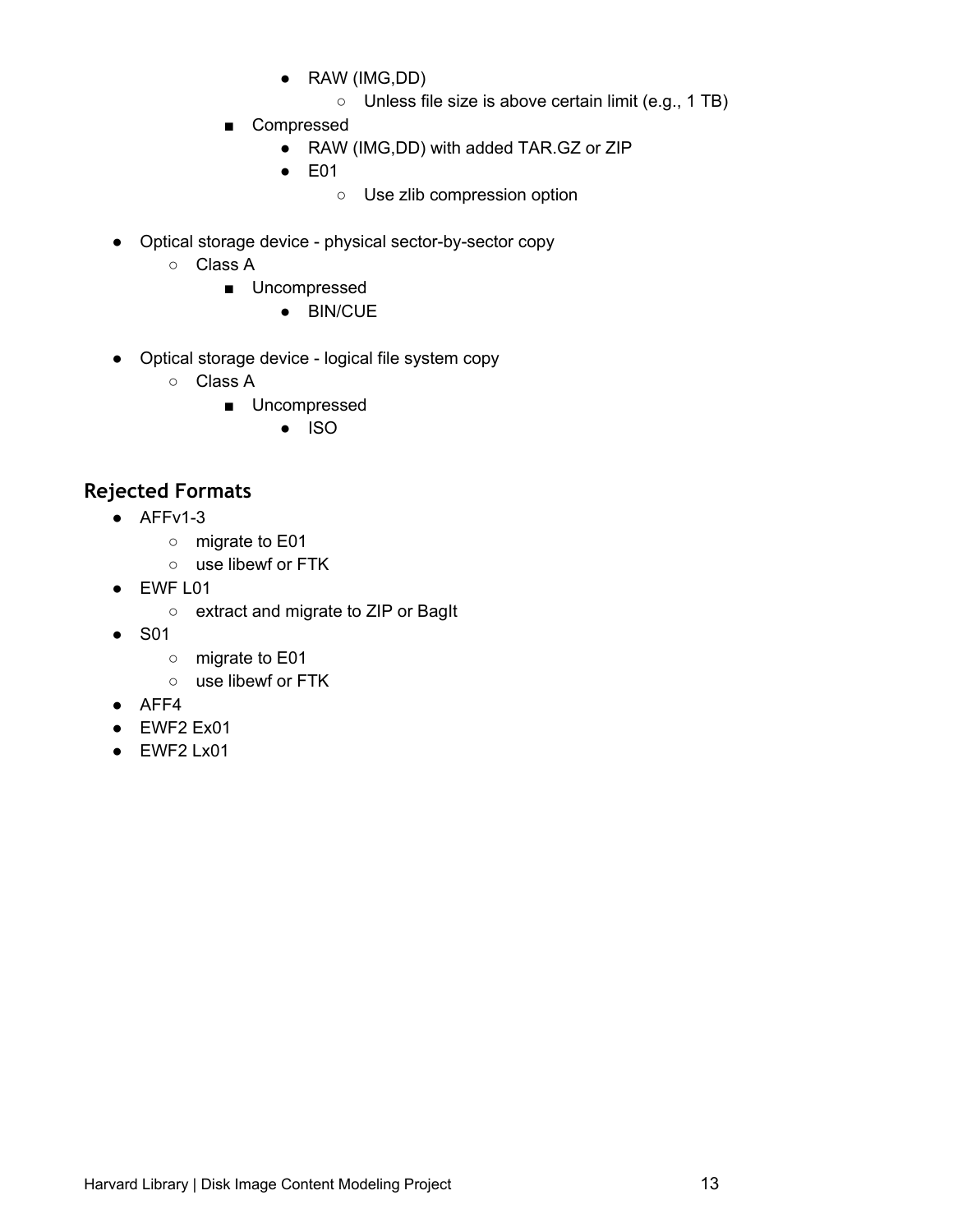- RAW (IMG,DD)
          - Unless file size is above certain limit (e.g., 1 TB)
      - Compressed
        - RAW (IMG,DD) with added TAR.GZ or ZIP
        - E01
          - Use zlib compression option

- Optical storage device - physical sector-by-sector copy
  - Class A
    - Uncompressed
      - BIN/CUE

- Optical storage device - logical file system copy
  - Class A
    - Uncompressed
      - ISO

## Rejected Formats

- AFFv1-3
  - migrate to E01
  - use libewf or FTK
- EWF L01
  - extract and migrate to ZIP or BagIt
- S01
  - migrate to E01
  - use libewf or FTK
- AFF4
- EWF2 Ex01
- EWF2 Lx01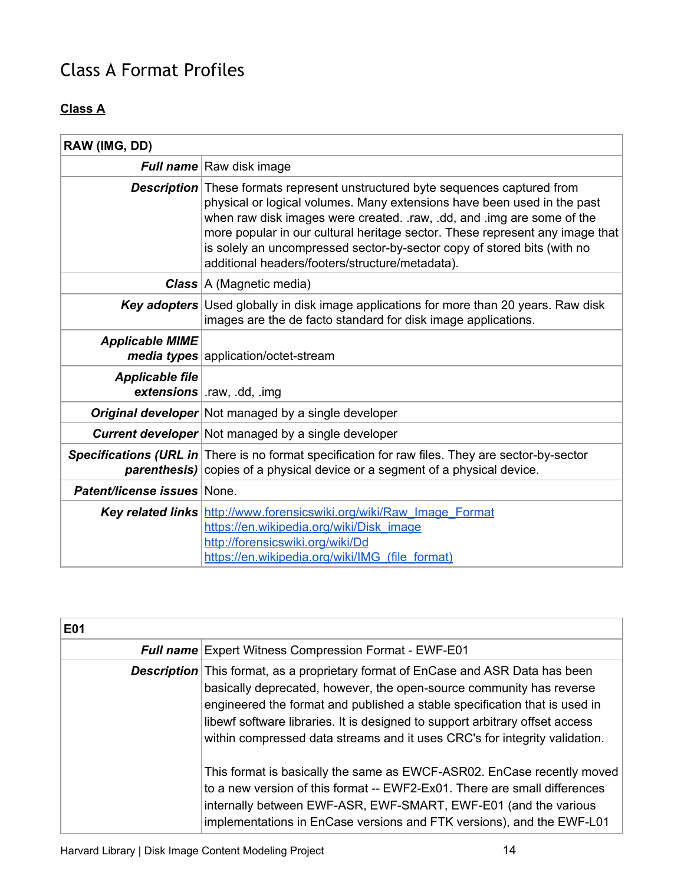# Class A Format Profiles

**Class A**

| **RAW (IMG, DD)** | |
|---:|---|
| ***Full name*** | Raw disk image |
| ***Description*** | These formats represent unstructured byte sequences captured from physical or logical volumes. Many extensions have been used in the past when raw disk images were created. .raw, .dd, and .img are some of the more popular in our cultural heritage sector. These represent any image that is solely an uncompressed sector-by-sector copy of stored bits (with no additional headers/footers/structure/metadata). |
| ***Class*** | A (Magnetic media) |
| ***Key adopters*** | Used globally in disk image applications for more than 20 years. Raw disk images are the de facto standard for disk image applications. |
| ***Applicable MIME media types*** | application/octet-stream |
| ***Applicable file extensions*** | .raw, .dd, .img |
| ***Original developer*** | Not managed by a single developer |
| ***Current developer*** | Not managed by a single developer |
| ***Specifications (URL in parenthesis)*** | There is no format specification for raw files. They are sector-by-sector copies of a physical device or a segment of a physical device. |
| ***Patent/license issues*** | None. |
| ***Key related links*** | http://www.forensicswiki.org/wiki/Raw_Image_Format<br>https://en.wikipedia.org/wiki/Disk_image<br>http://forensicswiki.org/wiki/Dd<br>https://en.wikipedia.org/wiki/IMG_(file_format) |

| **E01** | |
|---:|---|
| ***Full name*** | Expert Witness Compression Format - EWF-E01 |
| ***Description*** | This format, as a proprietary format of EnCase and ASR Data has been basically deprecated, however, the open-source community has reverse engineered the format and published a stable specification that is used in libewf software libraries. It is designed to support arbitrary offset access within compressed data streams and it uses CRC's for integrity validation.<br><br>This format is basically the same as EWCF-ASR02. EnCase recently moved to a new version of this format -- EWF2-Ex01. There are small differences internally between EWF-ASR, EWF-SMART, EWF-E01 (and the various implementations in EnCase versions and FTK versions), and the EWF-L01 |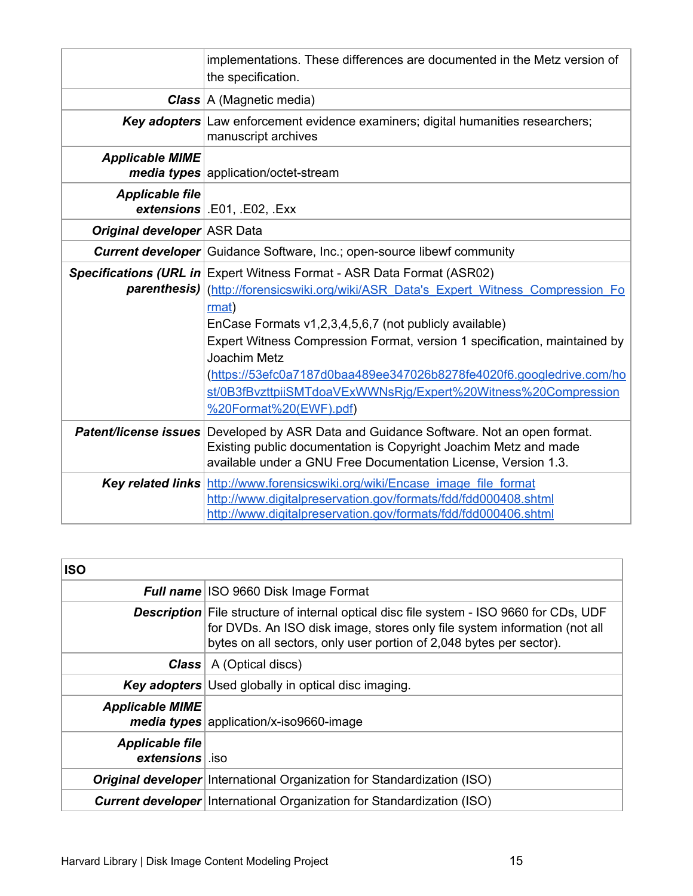| | |
|---|---|
| | implementations. These differences are documented in the Metz version of the specification. |
| ***Class*** | A (Magnetic media) |
| ***Key adopters*** | Law enforcement evidence examiners; digital humanities researchers; manuscript archives |
| ***Applicable MIME media types*** | application/octet-stream |
| ***Applicable file extensions*** | .E01, .E02, .Exx |
| ***Original developer*** | ASR Data |
| ***Current developer*** | Guidance Software, Inc.; open-source libewf community |
| ***Specifications (URL in parenthesis)*** | Expert Witness Format - ASR Data Format (ASR02) (http://forensicswiki.org/wiki/ASR_Data's_Expert_Witness_Compression_Format)<br>EnCase Formats v1,2,3,4,5,6,7 (not publicly available)<br>Expert Witness Compression Format, version 1 specification, maintained by Joachim Metz (https://53efc0a7187d0baa489ee347026b8278fe4020f6.googledrive.com/host/0B3fBvzttpiiSMTdoaVExWWNsRjg/Expert%20Witness%20Compression%20Format%20(EWF).pdf) |
| ***Patent/license issues*** | Developed by ASR Data and Guidance Software. Not an open format. Existing public documentation is Copyright Joachim Metz and made available under a GNU Free Documentation License, Version 1.3. |
| ***Key related links*** | http://www.forensicswiki.org/wiki/Encase_image_file_format<br>http://www.digitalpreservation.gov/formats/fdd/fdd000408.shtml<br>http://www.digitalpreservation.gov/formats/fdd/fdd000406.shtml |

| **ISO** | |
|---|---|
| ***Full name*** | ISO 9660 Disk Image Format |
| ***Description*** | File structure of internal optical disc file system - ISO 9660 for CDs, UDF for DVDs. An ISO disk image, stores only file system information (not all bytes on all sectors, only user portion of 2,048 bytes per sector). |
| ***Class*** | A (Optical discs) |
| ***Key adopters*** | Used globally in optical disc imaging. |
| ***Applicable MIME media types*** | application/x-iso9660-image |
| ***Applicable file extensions*** | .iso |
| ***Original developer*** | International Organization for Standardization (ISO) |
| ***Current developer*** | International Organization for Standardization (ISO) |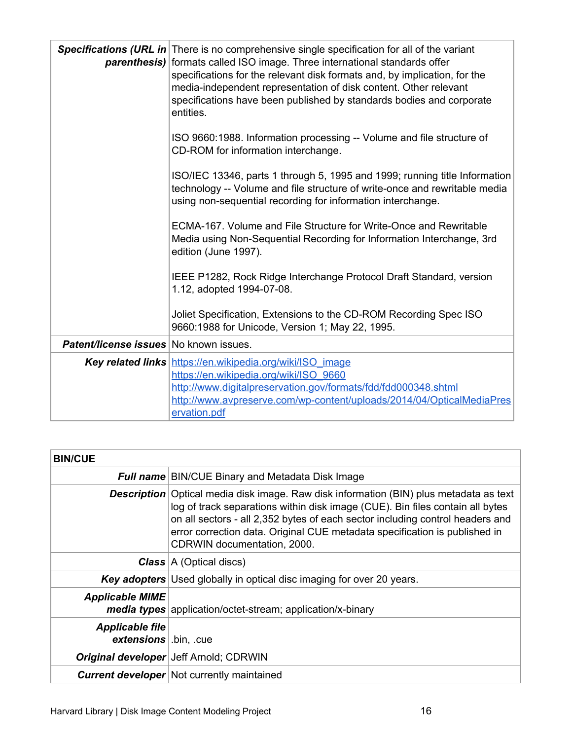| | |
|---|---|
| ***Specifications (URL in parenthesis)*** | There is no comprehensive single specification for all of the variant formats called ISO image. Three international standards offer specifications for the relevant disk formats and, by implication, for the media-independent representation of disk content. Other relevant specifications have been published by standards bodies and corporate entities.<br><br>ISO 9660:1988. Information processing -- Volume and file structure of CD-ROM for information interchange.<br><br>ISO/IEC 13346, parts 1 through 5, 1995 and 1999; running title Information technology -- Volume and file structure of write-once and rewritable media using non-sequential recording for information interchange.<br><br>ECMA-167. Volume and File Structure for Write-Once and Rewritable Media using Non-Sequential Recording for Information Interchange, 3rd edition (June 1997).<br><br>IEEE P1282, Rock Ridge Interchange Protocol Draft Standard, version 1.12, adopted 1994-07-08.<br><br>Joliet Specification, Extensions to the CD-ROM Recording Spec ISO 9660:1988 for Unicode, Version 1; May 22, 1995. |
| ***Patent/license issues*** | No known issues. |
| ***Key related links*** | https://en.wikipedia.org/wiki/ISO_image<br>https://en.wikipedia.org/wiki/ISO_9660<br>http://www.digitalpreservation.gov/formats/fdd/fdd000348.shtml<br>http://www.avpreserve.com/wp-content/uploads/2014/04/OpticalMediaPreservation.pdf |

| **BIN/CUE** | |
|---|---|
| ***Full name*** | BIN/CUE Binary and Metadata Disk Image |
| ***Description*** | Optical media disk image. Raw disk information (BIN) plus metadata as text log of track separations within disk image (CUE). Bin files contain all bytes on all sectors - all 2,352 bytes of each sector including control headers and error correction data. Original CUE metadata specification is published in CDRWIN documentation, 2000. |
| ***Class*** | A (Optical discs) |
| ***Key adopters*** | Used globally in optical disc imaging for over 20 years. |
| ***Applicable MIME media types*** | application/octet-stream; application/x-binary |
| ***Applicable file extensions*** | .bin, .cue |
| ***Original developer*** | Jeff Arnold; CDRWIN |
| ***Current developer*** | Not currently maintained |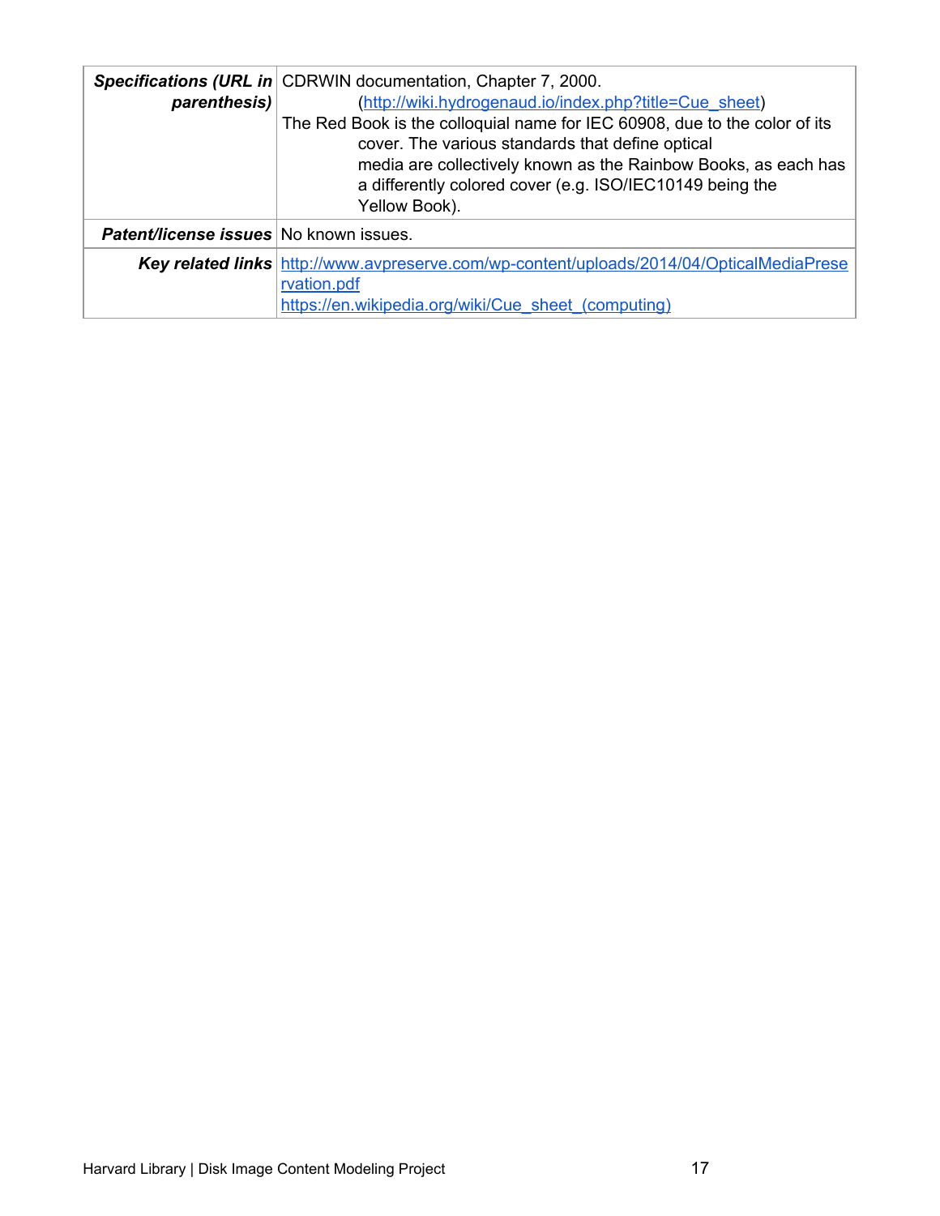| | |
|---|---|
| ***Specifications (URL in parenthesis)*** | CDRWIN documentation, Chapter 7, 2000. (http://wiki.hydrogenaud.io/index.php?title=Cue_sheet)<br>The Red Book is the colloquial name for IEC 60908, due to the color of its cover. The various standards that define optical media are collectively known as the Rainbow Books, as each has a differently colored cover (e.g. ISO/IEC10149 being the Yellow Book). |
| ***Patent/license issues*** | No known issues. |
| ***Key related links*** | http://www.avpreserve.com/wp-content/uploads/2014/04/OpticalMediaPreservation.pdf<br>https://en.wikipedia.org/wiki/Cue_sheet_(computing) |